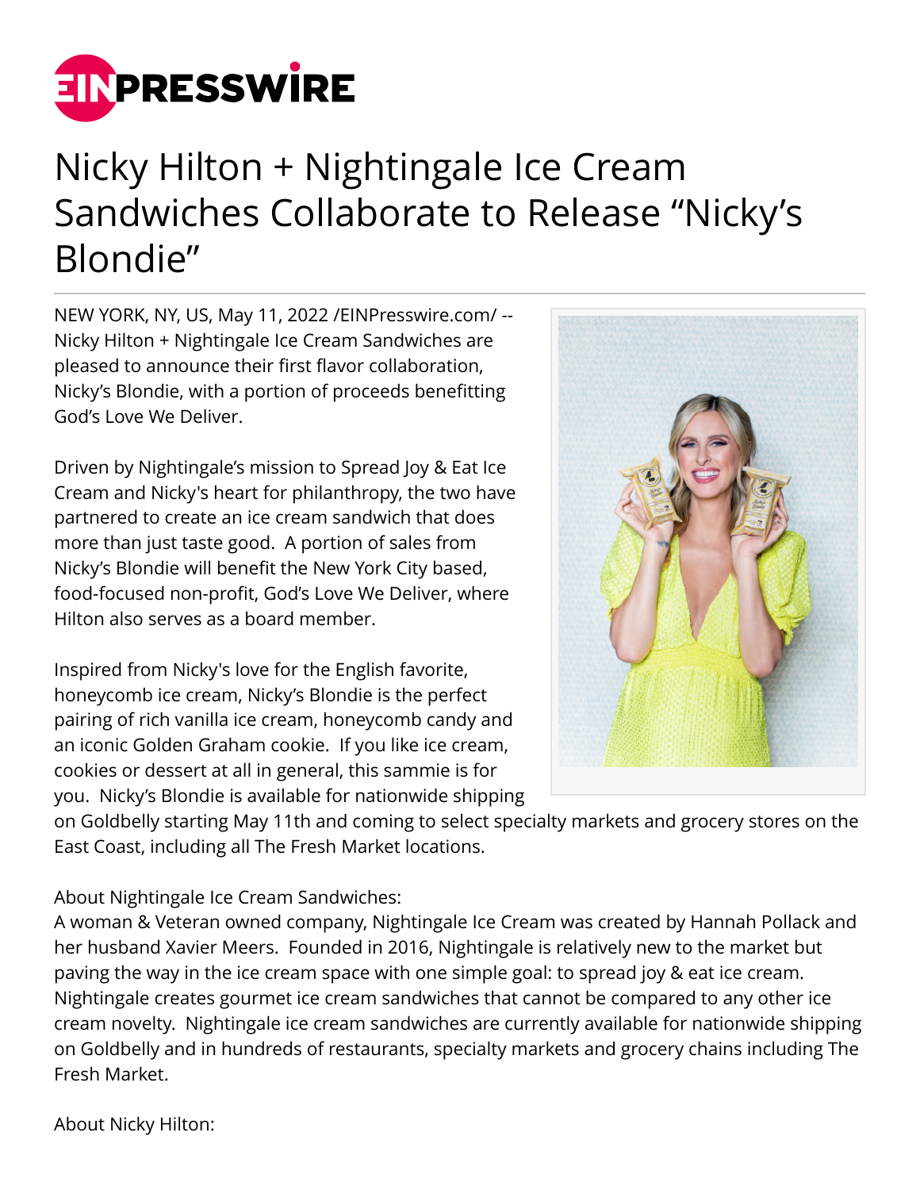EINPRESSWIRE

# Nicky Hilton + Nightingale Ice Cream Sandwiches Collaborate to Release "Nicky's Blondie"

NEW YORK, NY, US, May 11, 2022 /EINPresswire.com/ -- Nicky Hilton + Nightingale Ice Cream Sandwiches are pleased to announce their first flavor collaboration, Nicky's Blondie, with a portion of proceeds benefitting God's Love We Deliver.

Driven by Nightingale's mission to Spread Joy & Eat Ice Cream and Nicky's heart for philanthropy, the two have partnered to create an ice cream sandwich that does more than just taste good. A portion of sales from Nicky's Blondie will benefit the New York City based, food-focused non-profit, God's Love We Deliver, where Hilton also serves as a board member.

Inspired from Nicky's love for the English favorite, honeycomb ice cream, Nicky's Blondie is the perfect pairing of rich vanilla ice cream, honeycomb candy and an iconic Golden Graham cookie. If you like ice cream, cookies or dessert at all in general, this sammie is for you. Nicky's Blondie is available for nationwide shipping on Goldbelly starting May 11th and coming to select specialty markets and grocery stores on the East Coast, including all The Fresh Market locations.

About Nightingale Ice Cream Sandwiches:
A woman & Veteran owned company, Nightingale Ice Cream was created by Hannah Pollack and her husband Xavier Meers. Founded in 2016, Nightingale is relatively new to the market but paving the way in the ice cream space with one simple goal: to spread joy & eat ice cream. Nightingale creates gourmet ice cream sandwiches that cannot be compared to any other ice cream novelty. Nightingale ice cream sandwiches are currently available for nationwide shipping on Goldbelly and in hundreds of restaurants, specialty markets and grocery chains including The Fresh Market.

About Nicky Hilton: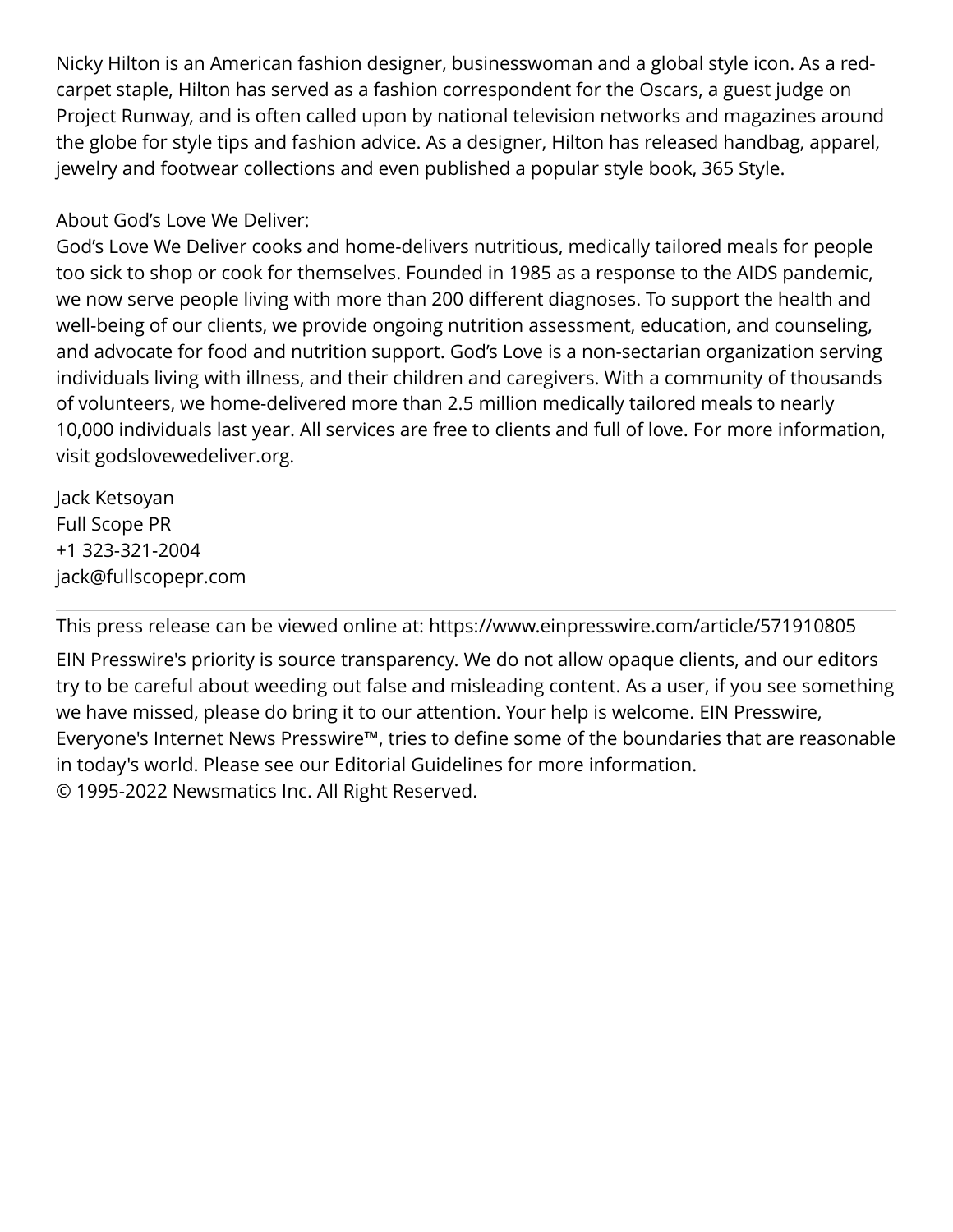Nicky Hilton is an American fashion designer, businesswoman and a global style icon. As a red-carpet staple, Hilton has served as a fashion correspondent for the Oscars, a guest judge on Project Runway, and is often called upon by national television networks and magazines around the globe for style tips and fashion advice. As a designer, Hilton has released handbag, apparel, jewelry and footwear collections and even published a popular style book, 365 Style.

About God's Love We Deliver:
God's Love We Deliver cooks and home-delivers nutritious, medically tailored meals for people too sick to shop or cook for themselves. Founded in 1985 as a response to the AIDS pandemic, we now serve people living with more than 200 different diagnoses. To support the health and well-being of our clients, we provide ongoing nutrition assessment, education, and counseling, and advocate for food and nutrition support. God's Love is a non-sectarian organization serving individuals living with illness, and their children and caregivers. With a community of thousands of volunteers, we home-delivered more than 2.5 million medically tailored meals to nearly 10,000 individuals last year. All services are free to clients and full of love. For more information, visit godslovewedeliver.org.

Jack Ketsoyan
Full Scope PR
+1 323-321-2004
jack@fullscopepr.com

---

This press release can be viewed online at: https://www.einpresswire.com/article/571910805

EIN Presswire's priority is source transparency. We do not allow opaque clients, and our editors try to be careful about weeding out false and misleading content. As a user, if you see something we have missed, please do bring it to our attention. Your help is welcome. EIN Presswire, Everyone's Internet News Presswire™, tries to define some of the boundaries that are reasonable in today's world. Please see our Editorial Guidelines for more information.
© 1995-2022 Newsmatics Inc. All Right Reserved.